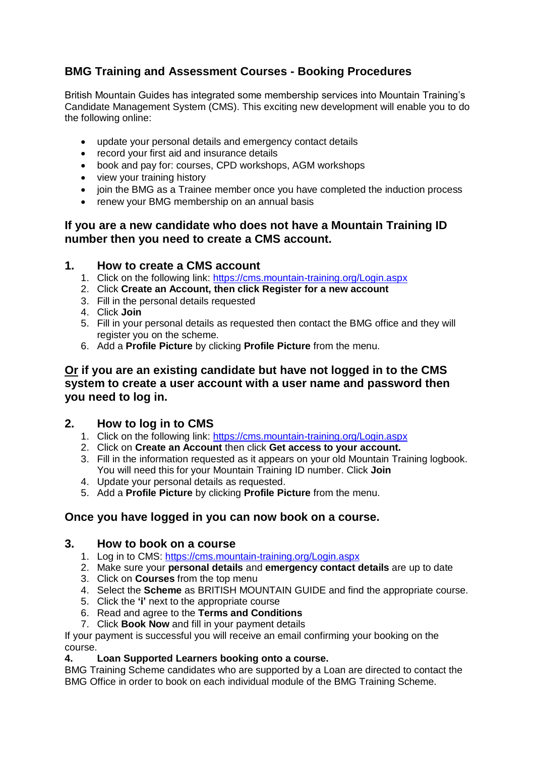## BMG Training and Assessment Courses - Booking Procedures

British Mountain Guides has integrated some membership services into Mountain Training's Candidate Management System (CMS). This exciting new development will enable you to do the following online:

- update your personal details and emergency contact details
- record your first aid and insurance details
- book and pay for: courses, CPD workshops, AGM workshops
- view your training history
- join the BMG as a Trainee member once you have completed the induction process
- renew your BMG membership on an annual basis

### If you are a new candidate who does not have a Mountain Training ID number then you need to create a CMS account.

### 1. How to create a CMS account

1. Click on the following link: https://cms.mountain-training.org/Login.aspx
2. Click **Create an Account, then click Register for a new account**
3. Fill in the personal details requested
4. Click **Join**
5. Fill in your personal details as requested then contact the BMG office and they will register you on the scheme.
6. Add a **Profile Picture** by clicking **Profile Picture** from the menu.

### <u>Or</u> if you are an existing candidate but have not logged in to the CMS system to create a user account with a user name and password then you need to log in.

### 2. How to log in to CMS

1. Click on the following link: https://cms.mountain-training.org/Login.aspx
2. Click on **Create an Account** then click **Get access to your account.**
3. Fill in the information requested as it appears on your old Mountain Training logbook. You will need this for your Mountain Training ID number. Click **Join**
4. Update your personal details as requested.
5. Add a **Profile Picture** by clicking **Profile Picture** from the menu.

### Once you have logged in you can now book on a course.

### 3. How to book on a course

1. Log in to CMS: https://cms.mountain-training.org/Login.aspx
2. Make sure your **personal details** and **emergency contact details** are up to date
3. Click on **Courses** from the top menu
4. Select the **Scheme** as BRITISH MOUNTAIN GUIDE and find the appropriate course.
5. Click the **'i'** next to the appropriate course
6. Read and agree to the **Terms and Conditions**
7. Click **Book Now** and fill in your payment details

If your payment is successful you will receive an email confirming your booking on the course.

**4. Loan Supported Learners booking onto a course.**

BMG Training Scheme candidates who are supported by a Loan are directed to contact the BMG Office in order to book on each individual module of the BMG Training Scheme.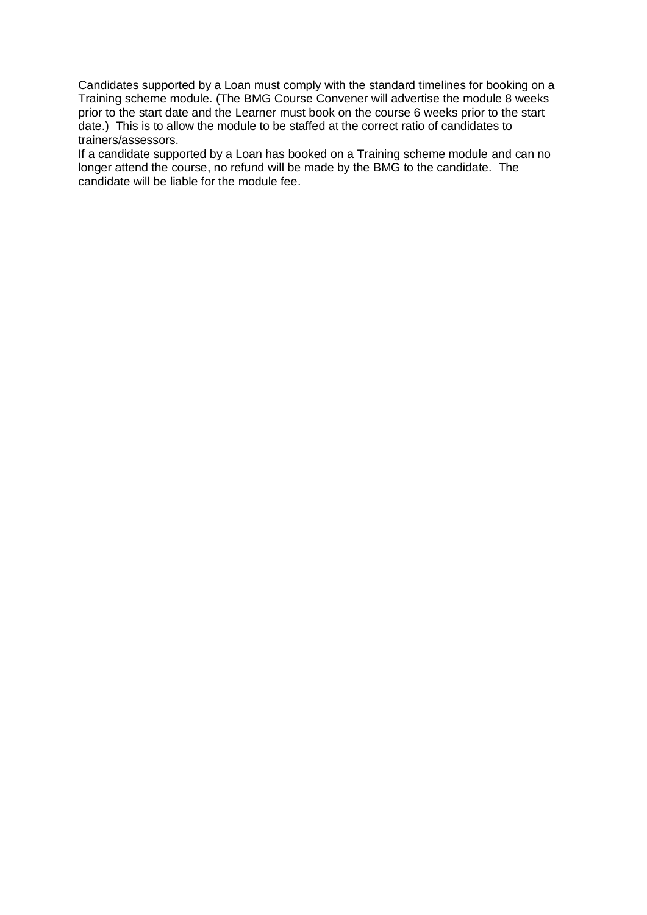Candidates supported by a Loan must comply with the standard timelines for booking on a Training scheme module. (The BMG Course Convener will advertise the module 8 weeks prior to the start date and the Learner must book on the course 6 weeks prior to the start date.) This is to allow the module to be staffed at the correct ratio of candidates to trainers/assessors.

If a candidate supported by a Loan has booked on a Training scheme module and can no longer attend the course, no refund will be made by the BMG to the candidate. The candidate will be liable for the module fee.